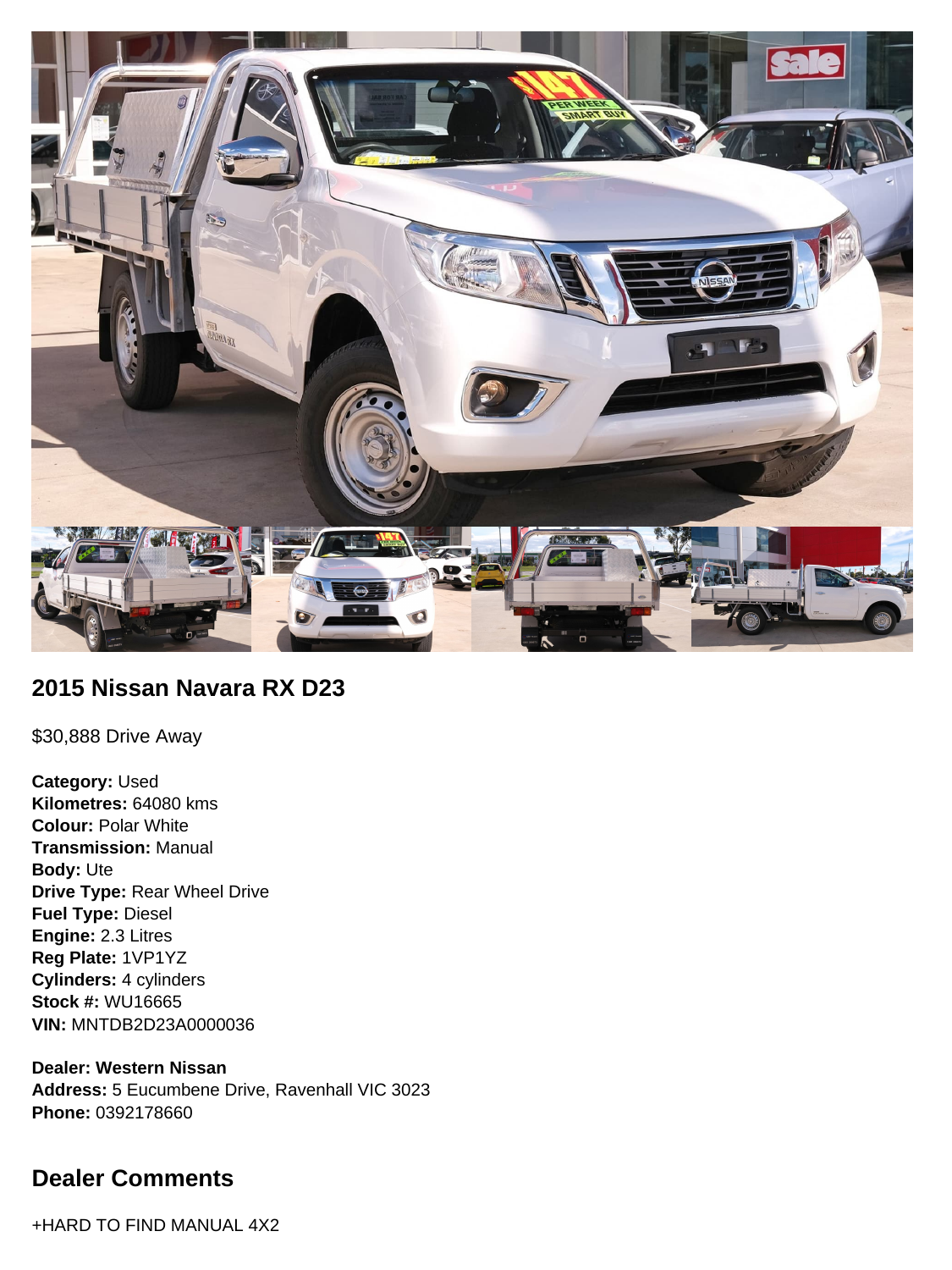## 2015 Nissan Navara RX D23

$30,888 Drive Away

**Category:** Used
**Kilometres:** 64080 kms
**Colour:** Polar White
**Transmission:** Manual
**Body:** Ute
**Drive Type:** Rear Wheel Drive
**Fuel Type:** Diesel
**Engine:** 2.3 Litres
**Reg Plate:** 1VP1YZ
**Cylinders:** 4 cylinders
**Stock #:** WU16665
**VIN:** MNTDB2D23A0000036

**Dealer: Western Nissan**
**Address:** 5 Eucumbene Drive, Ravenhall VIC 3023
**Phone:** 0392178660

## Dealer Comments

+HARD TO FIND MANUAL 4X2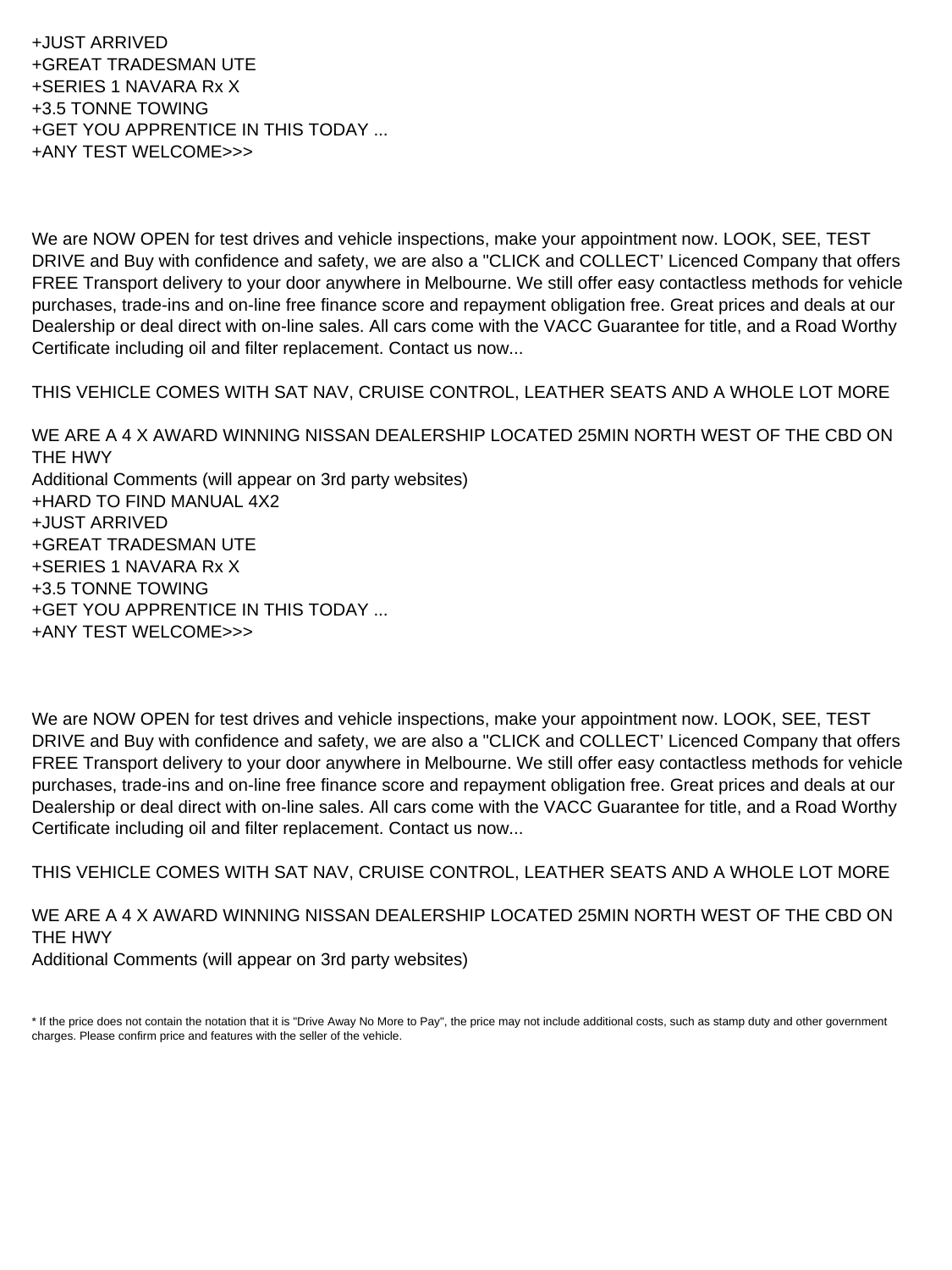+JUST ARRIVED
+GREAT TRADESMAN UTE
+SERIES 1 NAVARA Rx X
+3.5 TONNE TOWING
+GET YOU APPRENTICE IN THIS TODAY ...
+ANY TEST WELCOME>>>

We are NOW OPEN for test drives and vehicle inspections, make your appointment now. LOOK, SEE, TEST DRIVE and Buy with confidence and safety, we are also a "CLICK and COLLECT' Licenced Company that offers FREE Transport delivery to your door anywhere in Melbourne. We still offer easy contactless methods for vehicle purchases, trade-ins and on-line free finance score and repayment obligation free. Great prices and deals at our Dealership or deal direct with on-line sales. All cars come with the VACC Guarantee for title, and a Road Worthy Certificate including oil and filter replacement. Contact us now...

THIS VEHICLE COMES WITH SAT NAV, CRUISE CONTROL, LEATHER SEATS AND A WHOLE LOT MORE

WE ARE A 4 X AWARD WINNING NISSAN DEALERSHIP LOCATED 25MIN NORTH WEST OF THE CBD ON THE HWY
Additional Comments (will appear on 3rd party websites)
+HARD TO FIND MANUAL 4X2
+JUST ARRIVED
+GREAT TRADESMAN UTE
+SERIES 1 NAVARA Rx X
+3.5 TONNE TOWING
+GET YOU APPRENTICE IN THIS TODAY ...
+ANY TEST WELCOME>>>

We are NOW OPEN for test drives and vehicle inspections, make your appointment now. LOOK, SEE, TEST DRIVE and Buy with confidence and safety, we are also a "CLICK and COLLECT' Licenced Company that offers FREE Transport delivery to your door anywhere in Melbourne. We still offer easy contactless methods for vehicle purchases, trade-ins and on-line free finance score and repayment obligation free. Great prices and deals at our Dealership or deal direct with on-line sales. All cars come with the VACC Guarantee for title, and a Road Worthy Certificate including oil and filter replacement. Contact us now...

THIS VEHICLE COMES WITH SAT NAV, CRUISE CONTROL, LEATHER SEATS AND A WHOLE LOT MORE

WE ARE A 4 X AWARD WINNING NISSAN DEALERSHIP LOCATED 25MIN NORTH WEST OF THE CBD ON THE HWY
Additional Comments (will appear on 3rd party websites)

* If the price does not contain the notation that it is "Drive Away No More to Pay", the price may not include additional costs, such as stamp duty and other government charges. Please confirm price and features with the seller of the vehicle.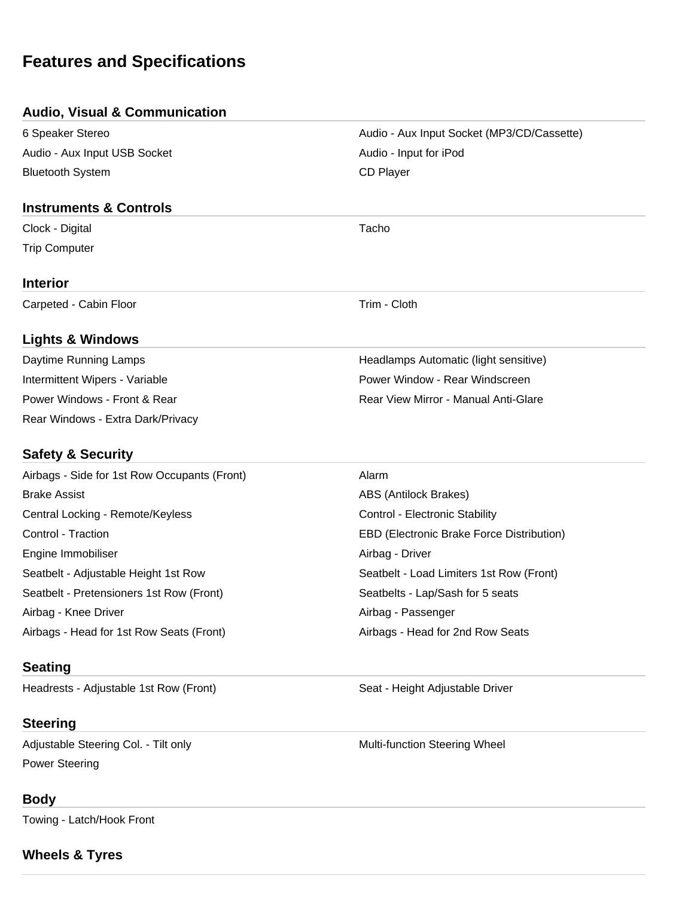# Features and Specifications

## Audio, Visual & Communication

- 6 Speaker Stereo
- Audio - Aux Input Socket (MP3/CD/Cassette)
- Audio - Aux Input USB Socket
- Audio - Input for iPod
- Bluetooth System
- CD Player

## Instruments & Controls

- Clock - Digital
- Tacho
- Trip Computer

## Interior

- Carpeted - Cabin Floor
- Trim - Cloth

## Lights & Windows

- Daytime Running Lamps
- Headlamps Automatic (light sensitive)
- Intermittent Wipers - Variable
- Power Window - Rear Windscreen
- Power Windows - Front & Rear
- Rear View Mirror - Manual Anti-Glare
- Rear Windows - Extra Dark/Privacy

## Safety & Security

- Airbags - Side for 1st Row Occupants (Front)
- Alarm
- Brake Assist
- ABS (Antilock Brakes)
- Central Locking - Remote/Keyless
- Control - Electronic Stability
- Control - Traction
- EBD (Electronic Brake Force Distribution)
- Engine Immobiliser
- Airbag - Driver
- Seatbelt - Adjustable Height 1st Row
- Seatbelt - Load Limiters 1st Row (Front)
- Seatbelt - Pretensioners 1st Row (Front)
- Seatbelts - Lap/Sash for 5 seats
- Airbag - Knee Driver
- Airbag - Passenger
- Airbags - Head for 1st Row Seats (Front)
- Airbags - Head for 2nd Row Seats

## Seating

- Headrests - Adjustable 1st Row (Front)
- Seat - Height Adjustable Driver

## Steering

- Adjustable Steering Col. - Tilt only
- Multi-function Steering Wheel
- Power Steering

## Body

- Towing - Latch/Hook Front

## Wheels & Tyres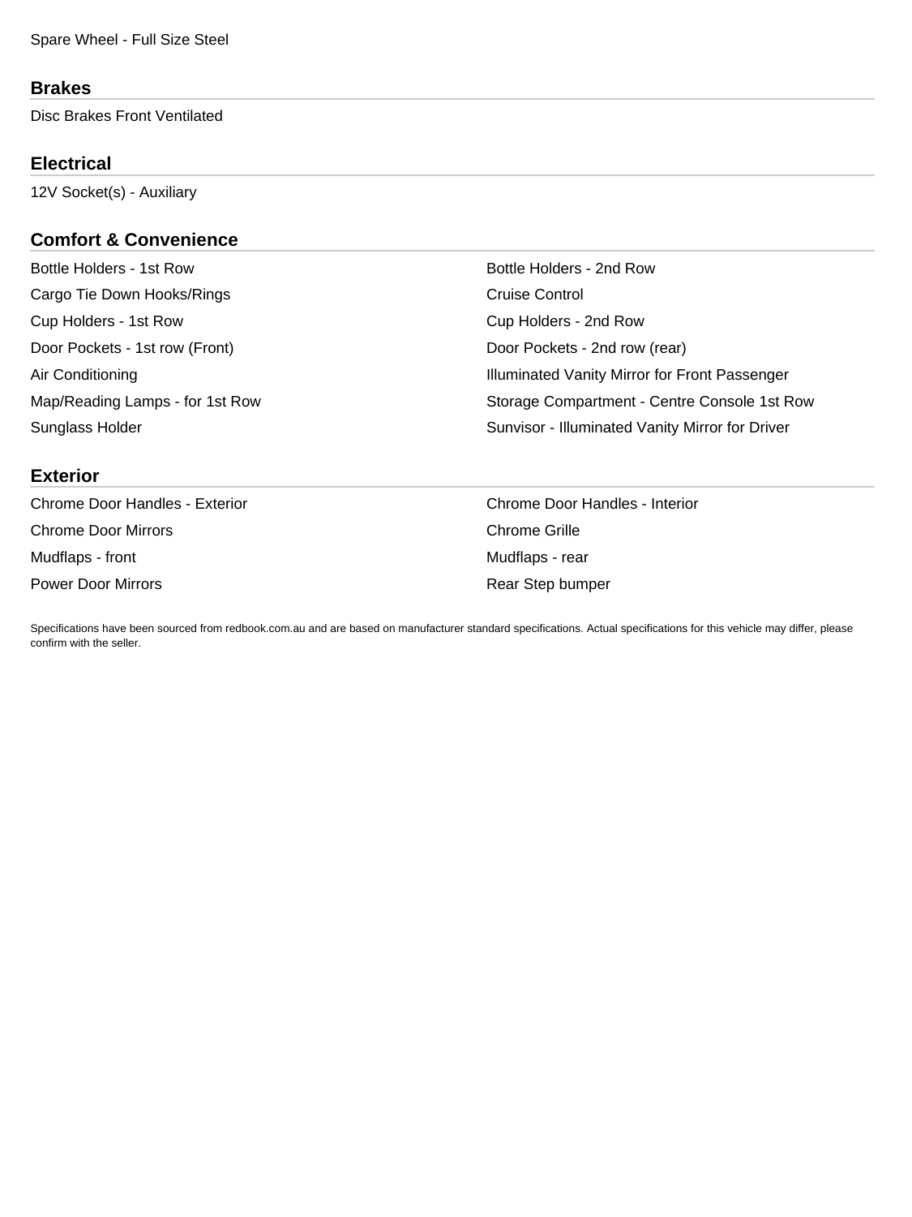Spare Wheel - Full Size Steel

## Brakes

Disc Brakes Front Ventilated

## Electrical

12V Socket(s) - Auxiliary

## Comfort & Convenience

Bottle Holders - 1st Row

Bottle Holders - 2nd Row

Cargo Tie Down Hooks/Rings

Cruise Control

Cup Holders - 1st Row

Cup Holders - 2nd Row

Door Pockets - 1st row (Front)

Door Pockets - 2nd row (rear)

Air Conditioning

Illuminated Vanity Mirror for Front Passenger

Map/Reading Lamps - for 1st Row

Storage Compartment - Centre Console 1st Row

Sunglass Holder

Sunvisor - Illuminated Vanity Mirror for Driver

## Exterior

Chrome Door Handles - Exterior

Chrome Door Handles - Interior

Chrome Door Mirrors

Chrome Grille

Mudflaps - front

Mudflaps - rear

Power Door Mirrors

Rear Step bumper

Specifications have been sourced from redbook.com.au and are based on manufacturer standard specifications. Actual specifications for this vehicle may differ, please confirm with the seller.